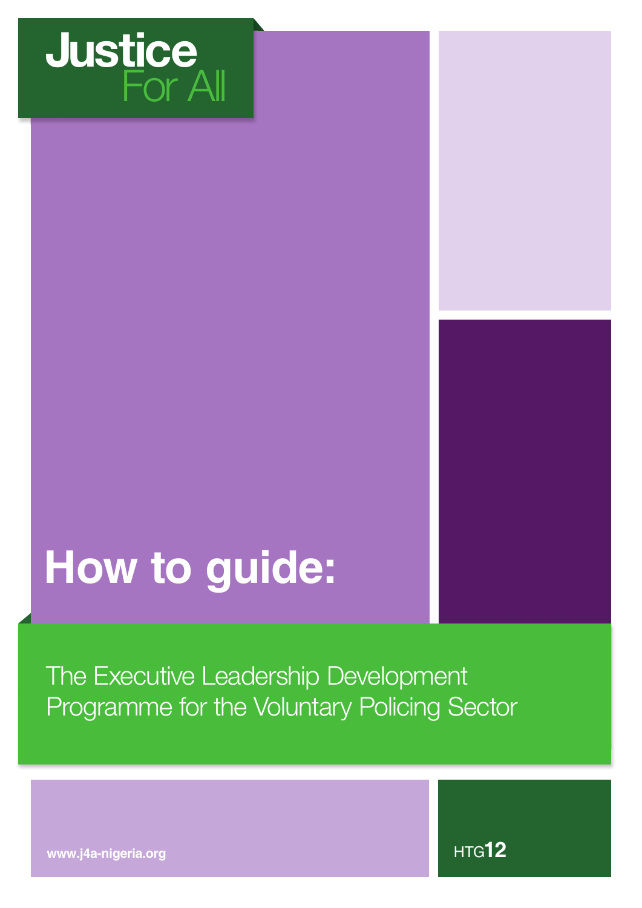Justice For All

# How to guide:

## The Executive Leadership Development Programme for the Voluntary Policing Sector

www.j4a-nigeria.org

HTG12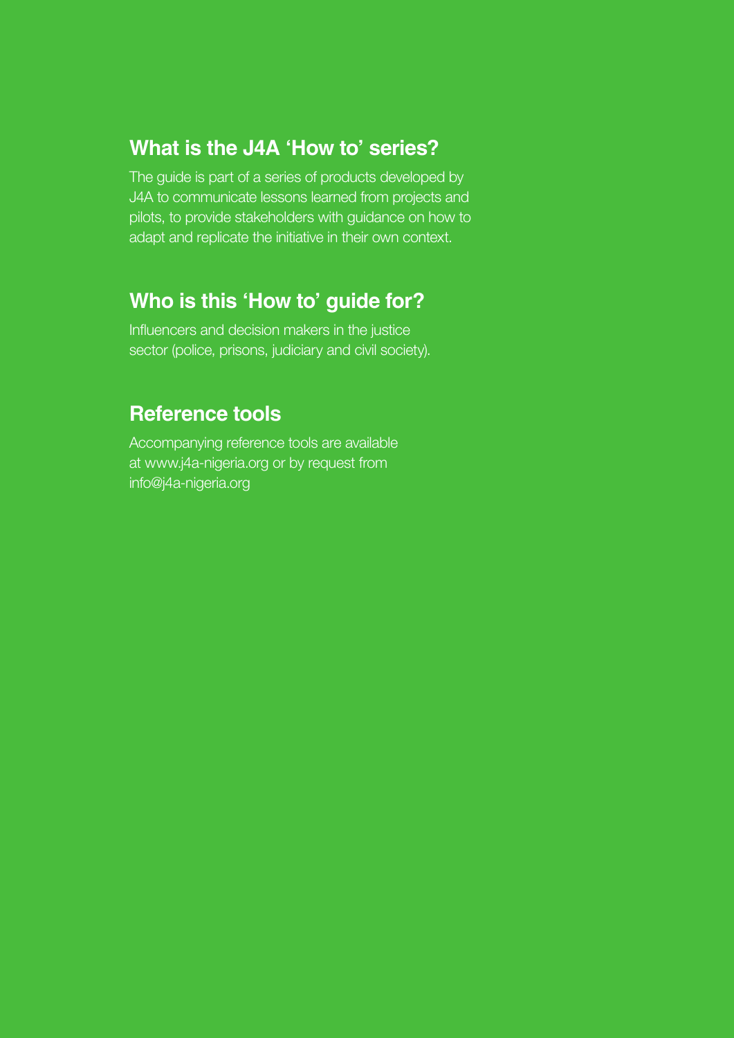## What is the J4A 'How to' series?

The guide is part of a series of products developed by J4A to communicate lessons learned from projects and pilots, to provide stakeholders with guidance on how to adapt and replicate the initiative in their own context.

## Who is this 'How to' guide for?

Influencers and decision makers in the justice sector (police, prisons, judiciary and civil society).

## Reference tools

Accompanying reference tools are available at www.j4a-nigeria.org or by request from info@j4a-nigeria.org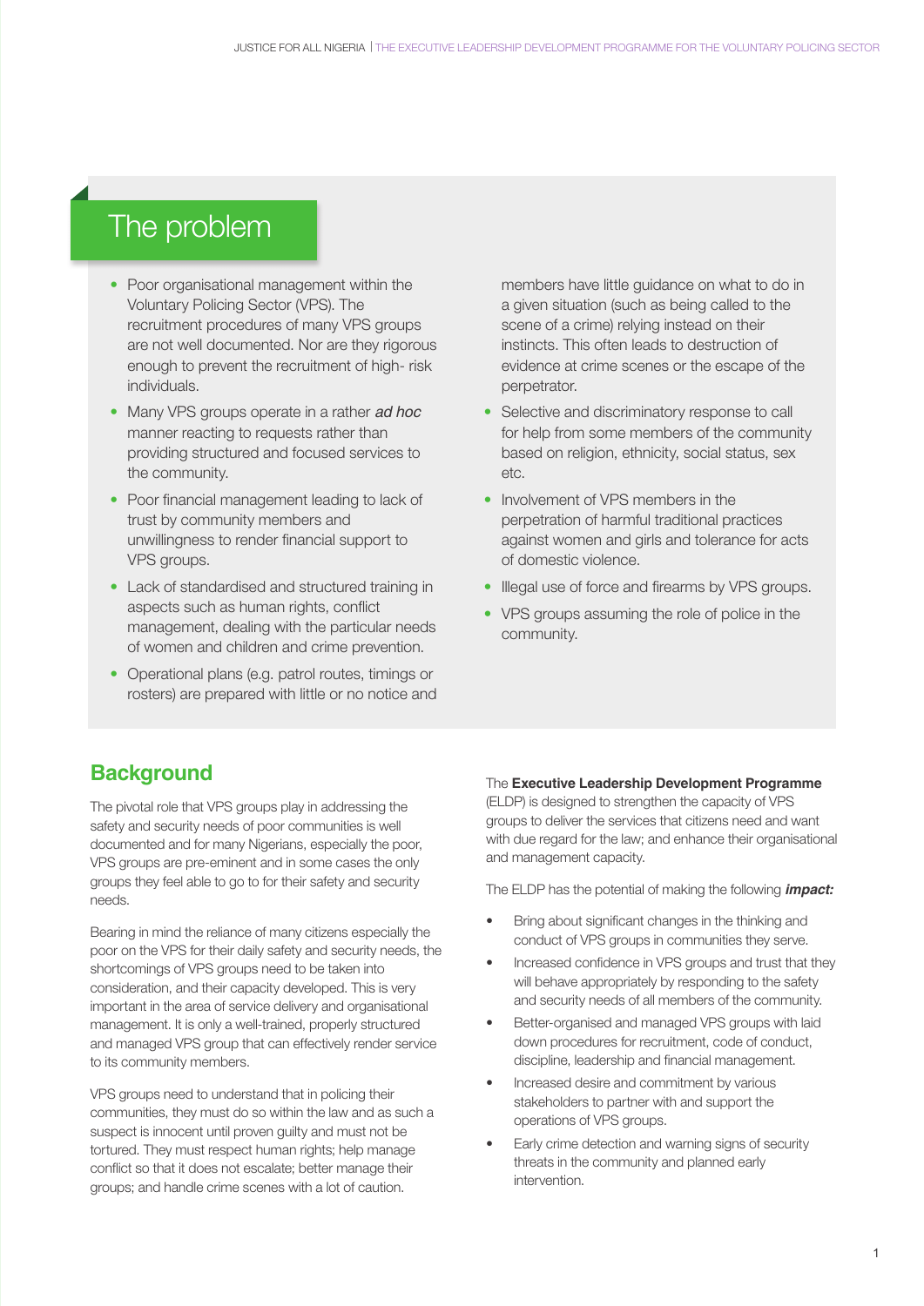## The problem

- Poor organisational management within the Voluntary Policing Sector (VPS). The recruitment procedures of many VPS groups are not well documented. Nor are they rigorous enough to prevent the recruitment of high- risk individuals.
- Many VPS groups operate in a rather ***ad hoc*** manner reacting to requests rather than providing structured and focused services to the community.
- Poor financial management leading to lack of trust by community members and unwillingness to render financial support to VPS groups.
- Lack of standardised and structured training in aspects such as human rights, conflict management, dealing with the particular needs of women and children and crime prevention.
- Operational plans (e.g. patrol routes, timings or rosters) are prepared with little or no notice and members have little guidance on what to do in a given situation (such as being called to the scene of a crime) relying instead on their instincts. This often leads to destruction of evidence at crime scenes or the escape of the perpetrator.
- Selective and discriminatory response to call for help from some members of the community based on religion, ethnicity, social status, sex etc.
- Involvement of VPS members in the perpetration of harmful traditional practices against women and girls and tolerance for acts of domestic violence.
- Illegal use of force and firearms by VPS groups.
- VPS groups assuming the role of police in the community.

## Background

The pivotal role that VPS groups play in addressing the safety and security needs of poor communities is well documented and for many Nigerians, especially the poor, VPS groups are pre-eminent and in some cases the only groups they feel able to go to for their safety and security needs.

Bearing in mind the reliance of many citizens especially the poor on the VPS for their daily safety and security needs, the shortcomings of VPS groups need to be taken into consideration, and their capacity developed. This is very important in the area of service delivery and organisational management. It is only a well-trained, properly structured and managed VPS group that can effectively render service to its community members.

VPS groups need to understand that in policing their communities, they must do so within the law and as such a suspect is innocent until proven guilty and must not be tortured. They must respect human rights; help manage conflict so that it does not escalate; better manage their groups; and handle crime scenes with a lot of caution.

The **Executive Leadership Development Programme** (ELDP) is designed to strengthen the capacity of VPS groups to deliver the services that citizens need and want with due regard for the law; and enhance their organisational and management capacity.

The ELDP has the potential of making the following ***impact:***

- Bring about significant changes in the thinking and conduct of VPS groups in communities they serve.
- Increased confidence in VPS groups and trust that they will behave appropriately by responding to the safety and security needs of all members of the community.
- Better-organised and managed VPS groups with laid down procedures for recruitment, code of conduct, discipline, leadership and financial management.
- Increased desire and commitment by various stakeholders to partner with and support the operations of VPS groups.
- Early crime detection and warning signs of security threats in the community and planned early intervention.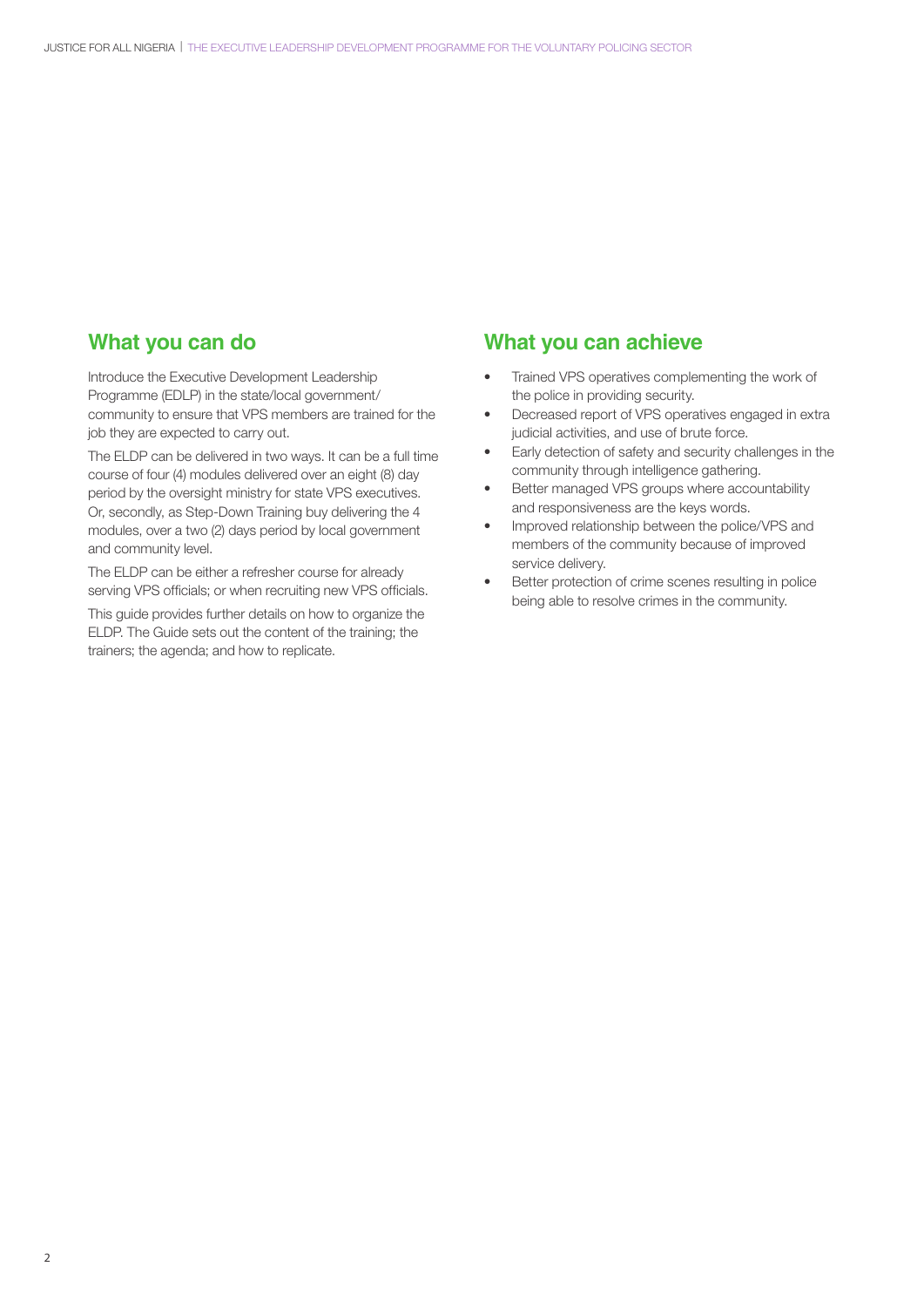## What you can do

Introduce the Executive Development Leadership Programme (EDLP) in the state/local government/ community to ensure that VPS members are trained for the job they are expected to carry out.

The ELDP can be delivered in two ways. It can be a full time course of four (4) modules delivered over an eight (8) day period by the oversight ministry for state VPS executives. Or, secondly, as Step-Down Training buy delivering the 4 modules, over a two (2) days period by local government and community level.

The ELDP can be either a refresher course for already serving VPS officials; or when recruiting new VPS officials.

This guide provides further details on how to organize the ELDP. The Guide sets out the content of the training; the trainers; the agenda; and how to replicate.

## What you can achieve

- Trained VPS operatives complementing the work of the police in providing security.
- Decreased report of VPS operatives engaged in extra judicial activities, and use of brute force.
- Early detection of safety and security challenges in the community through intelligence gathering.
- Better managed VPS groups where accountability and responsiveness are the keys words.
- Improved relationship between the police/VPS and members of the community because of improved service delivery.
- Better protection of crime scenes resulting in police being able to resolve crimes in the community.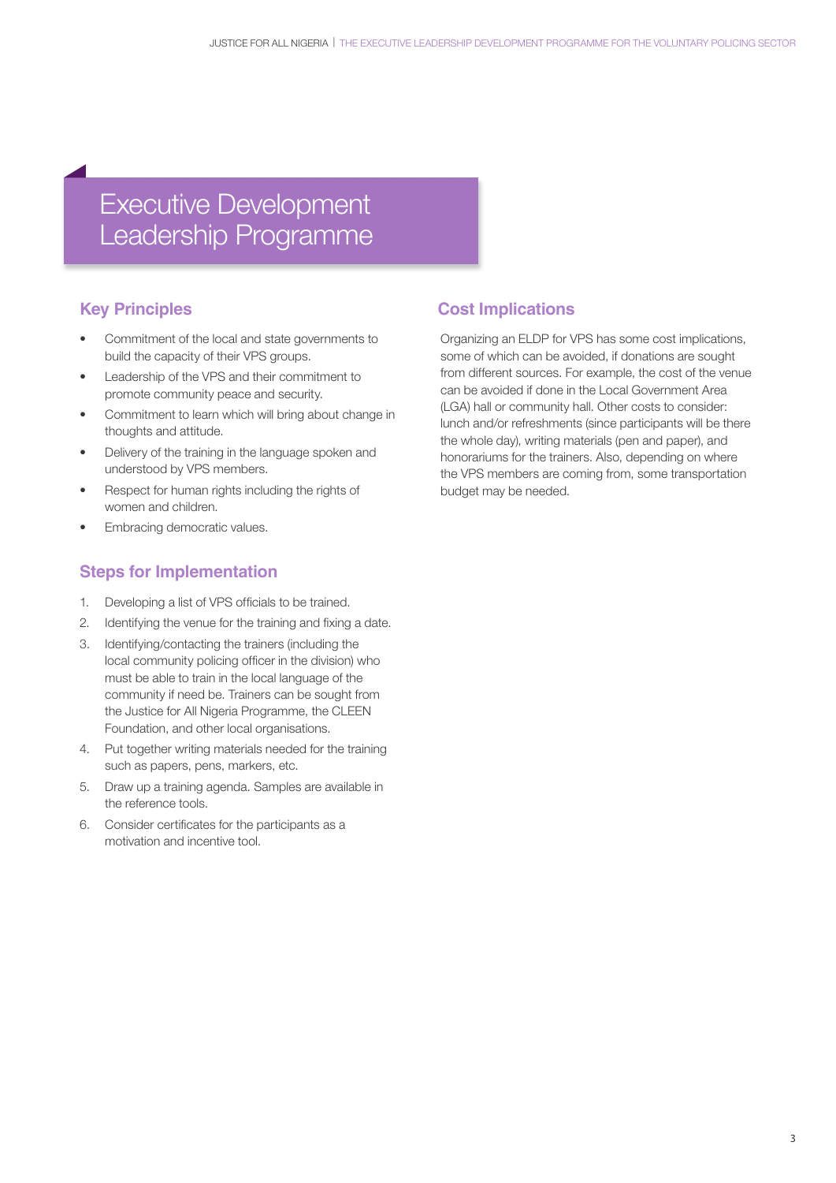# Executive Development Leadership Programme

## Key Principles

- Commitment of the local and state governments to build the capacity of their VPS groups.
- Leadership of the VPS and their commitment to promote community peace and security.
- Commitment to learn which will bring about change in thoughts and attitude.
- Delivery of the training in the language spoken and understood by VPS members.
- Respect for human rights including the rights of women and children.
- Embracing democratic values.

## Steps for Implementation

1. Developing a list of VPS officials to be trained.
2. Identifying the venue for the training and fixing a date.
3. Identifying/contacting the trainers (including the local community policing officer in the division) who must be able to train in the local language of the community if need be. Trainers can be sought from the Justice for All Nigeria Programme, the CLEEN Foundation, and other local organisations.
4. Put together writing materials needed for the training such as papers, pens, markers, etc.
5. Draw up a training agenda. Samples are available in the reference tools.
6. Consider certificates for the participants as a motivation and incentive tool.

## Cost Implications

Organizing an ELDP for VPS has some cost implications, some of which can be avoided, if donations are sought from different sources. For example, the cost of the venue can be avoided if done in the Local Government Area (LGA) hall or community hall. Other costs to consider: lunch and/or refreshments (since participants will be there the whole day), writing materials (pen and paper), and honorariums for the trainers. Also, depending on where the VPS members are coming from, some transportation budget may be needed.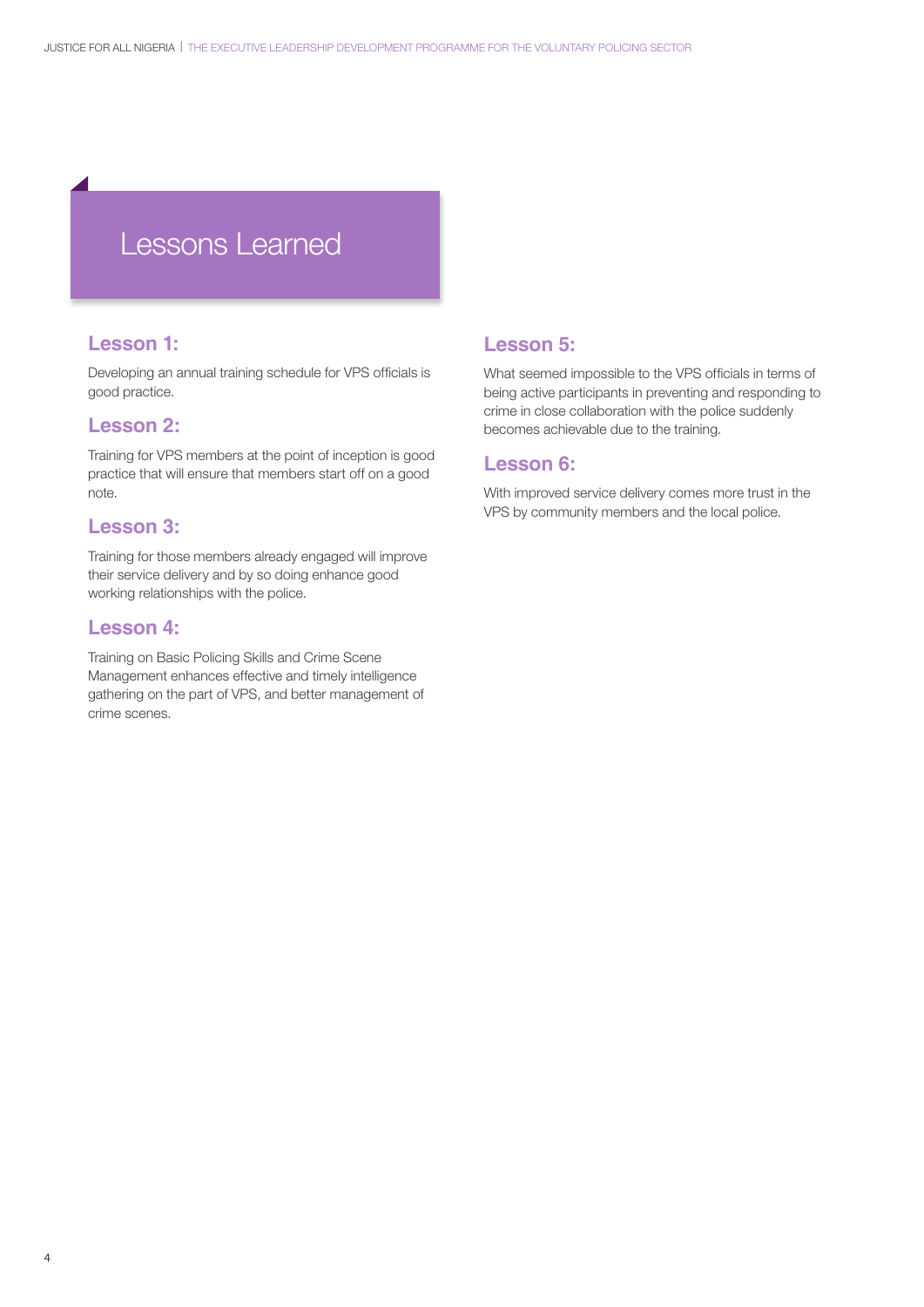# Lessons Learned

## Lesson 1:

Developing an annual training schedule for VPS officials is good practice.

## Lesson 2:

Training for VPS members at the point of inception is good practice that will ensure that members start off on a good note.

## Lesson 3:

Training for those members already engaged will improve their service delivery and by so doing enhance good working relationships with the police.

## Lesson 4:

Training on Basic Policing Skills and Crime Scene Management enhances effective and timely intelligence gathering on the part of VPS, and better management of crime scenes.

## Lesson 5:

What seemed impossible to the VPS officials in terms of being active participants in preventing and responding to crime in close collaboration with the police suddenly becomes achievable due to the training.

## Lesson 6:

With improved service delivery comes more trust in the VPS by community members and the local police.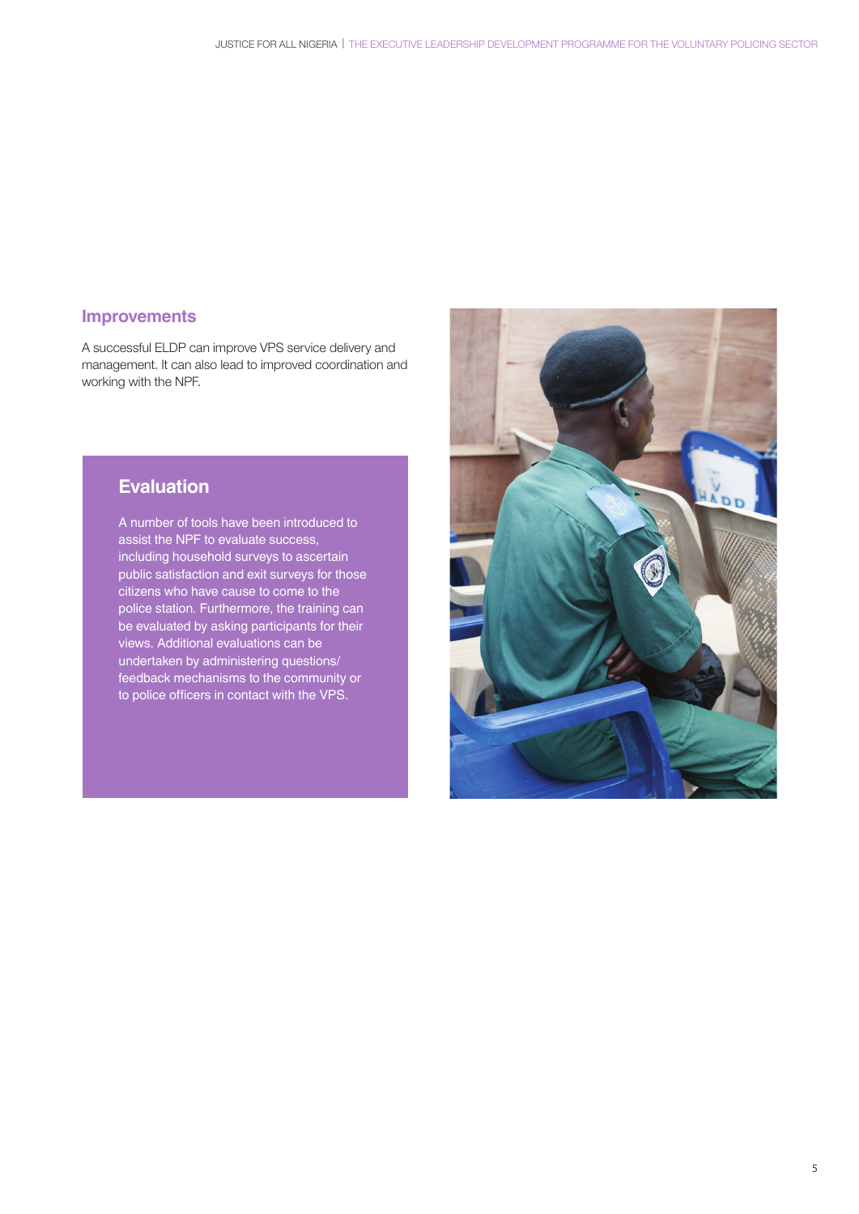## Improvements

A successful ELDP can improve VPS service delivery and management. It can also lead to improved coordination and working with the NPF.

## Evaluation

A number of tools have been introduced to assist the NPF to evaluate success, including household surveys to ascertain public satisfaction and exit surveys for those citizens who have cause to come to the police station. Furthermore, the training can be evaluated by asking participants for their views. Additional evaluations can be undertaken by administering questions/ feedback mechanisms to the community or to police officers in contact with the VPS.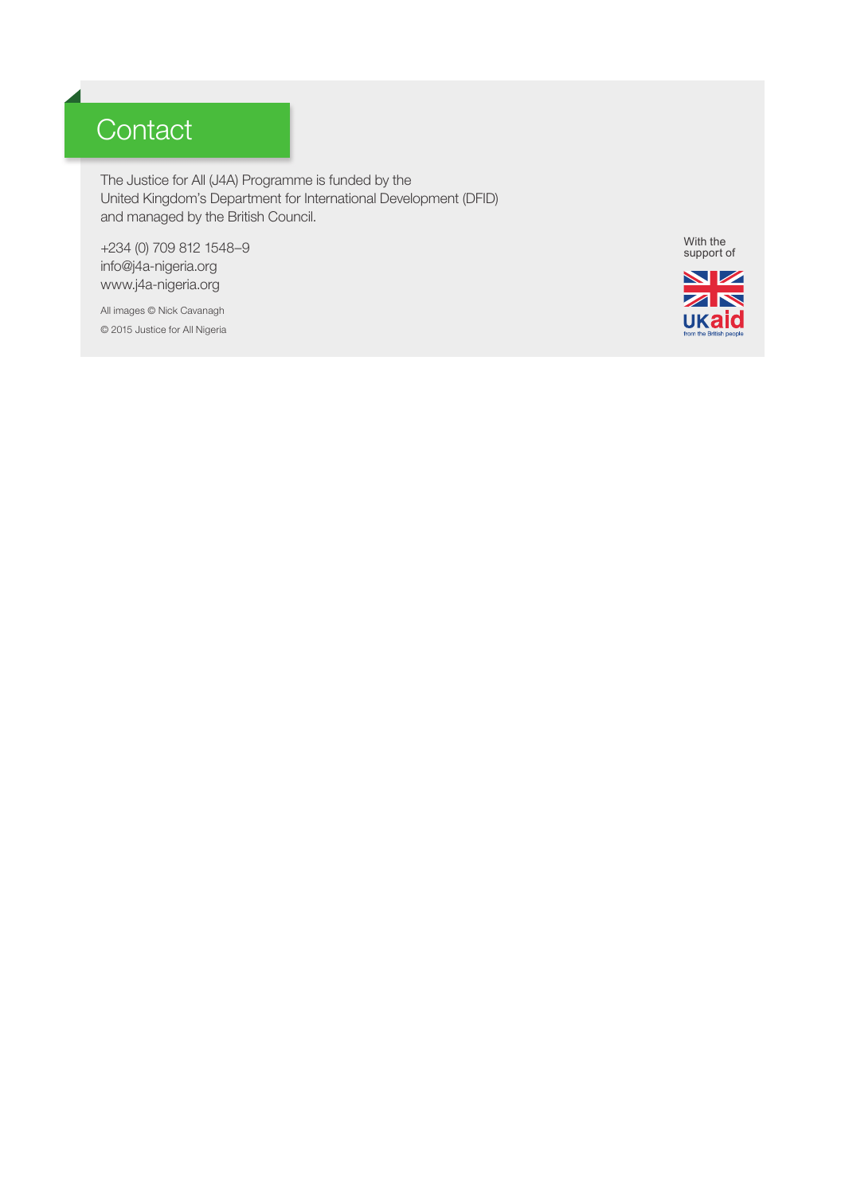# Contact

The Justice for All (J4A) Programme is funded by the United Kingdom's Department for International Development (DFID) and managed by the British Council.

+234 (0) 709 812 1548–9
info@j4a-nigeria.org
www.j4a-nigeria.org

All images © Nick Cavanagh

© 2015 Justice for All Nigeria

With the support of

UKaid
from the British people